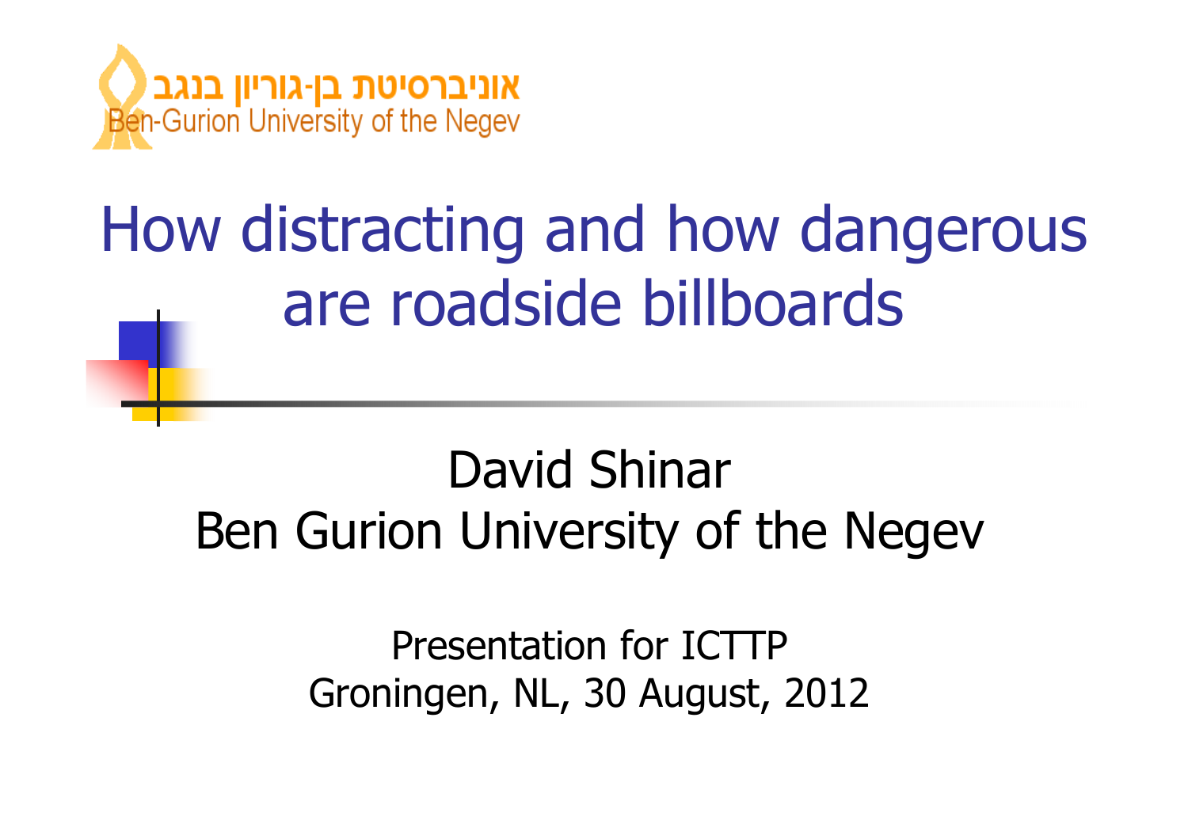אוניברסיטת בן-גוריון בנגב
Ben-Gurion University of the Negev

# How distracting and how dangerous are roadside billboards

David Shinar
Ben Gurion University of the Negev

Presentation for ICTTP
Groningen, NL, 30 August, 2012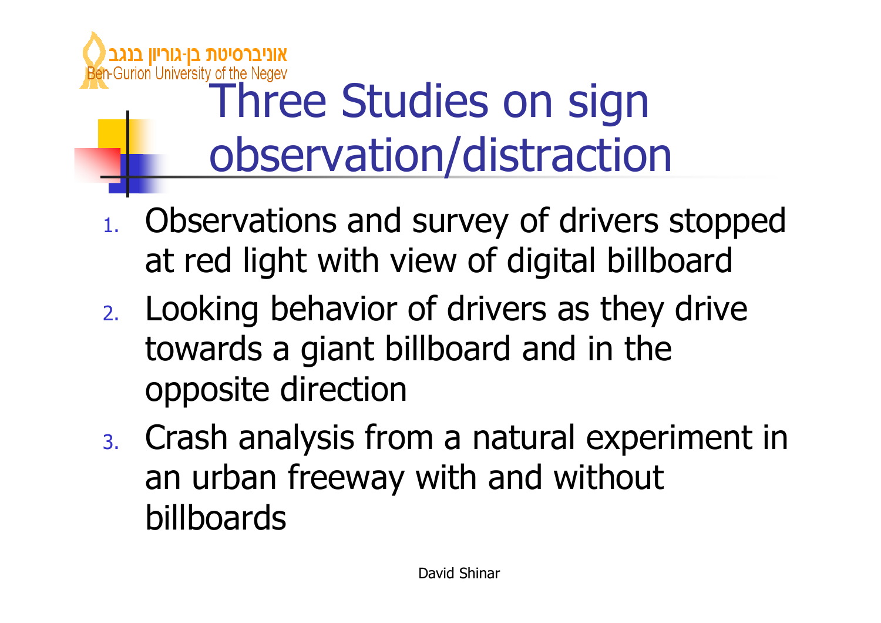# Three Studies on sign observation/distraction

1. Observations and survey of drivers stopped at red light with view of digital billboard
2. Looking behavior of drivers as they drive towards a giant billboard and in the opposite direction
3. Crash analysis from a natural experiment in an urban freeway with and without billboards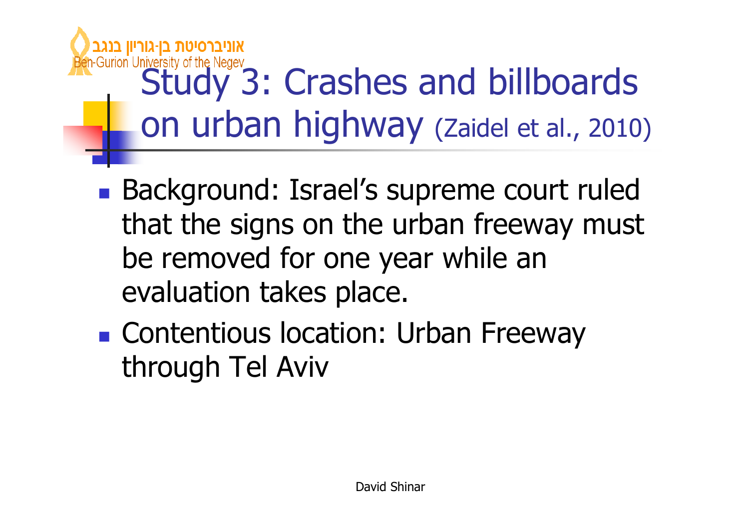# Study 3: Crashes and billboards on urban highway (Zaidel et al., 2010)

- Background: Israel's supreme court ruled that the signs on the urban freeway must be removed for one year while an evaluation takes place.
- Contentious location: Urban Freeway through Tel Aviv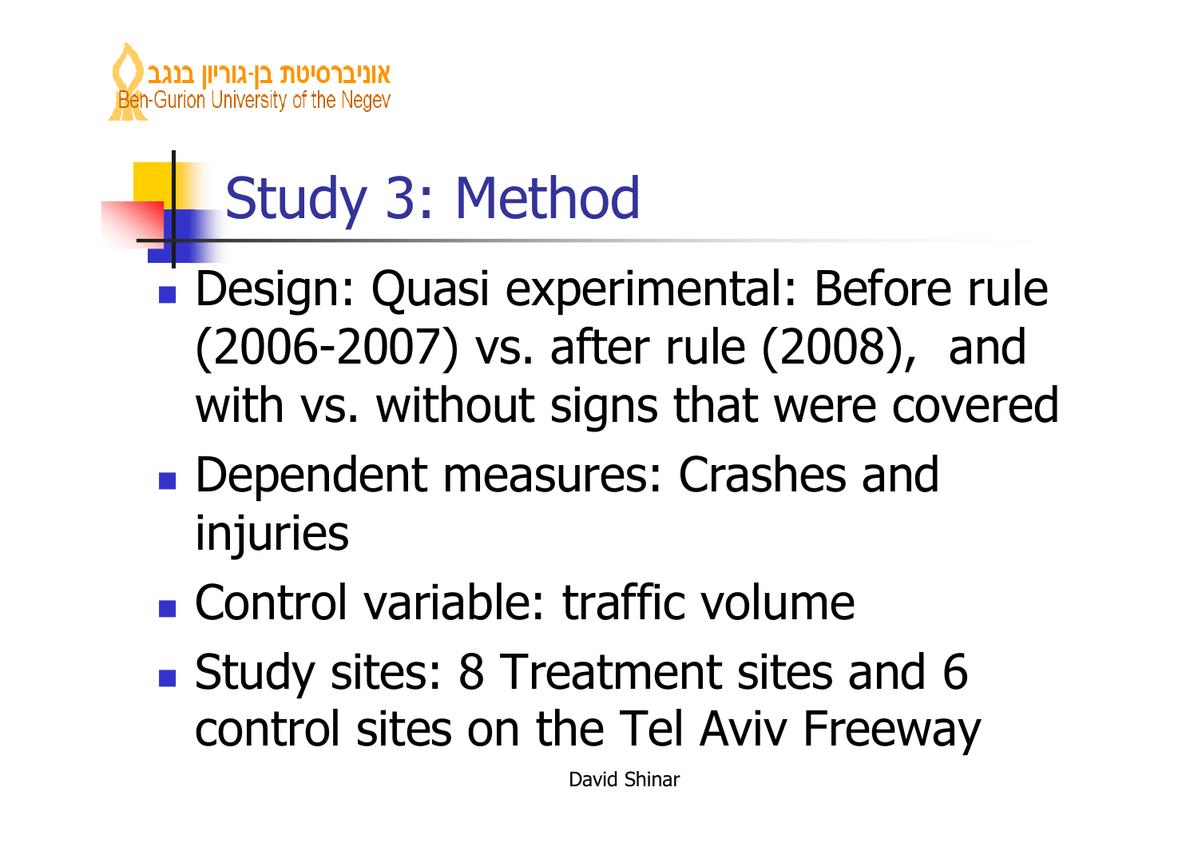# Study 3: Method

- Design: Quasi experimental: Before rule (2006-2007) vs. after rule (2008), and with vs. without signs that were covered
- Dependent measures: Crashes and injuries
- Control variable: traffic volume
- Study sites: 8 Treatment sites and 6 control sites on the Tel Aviv Freeway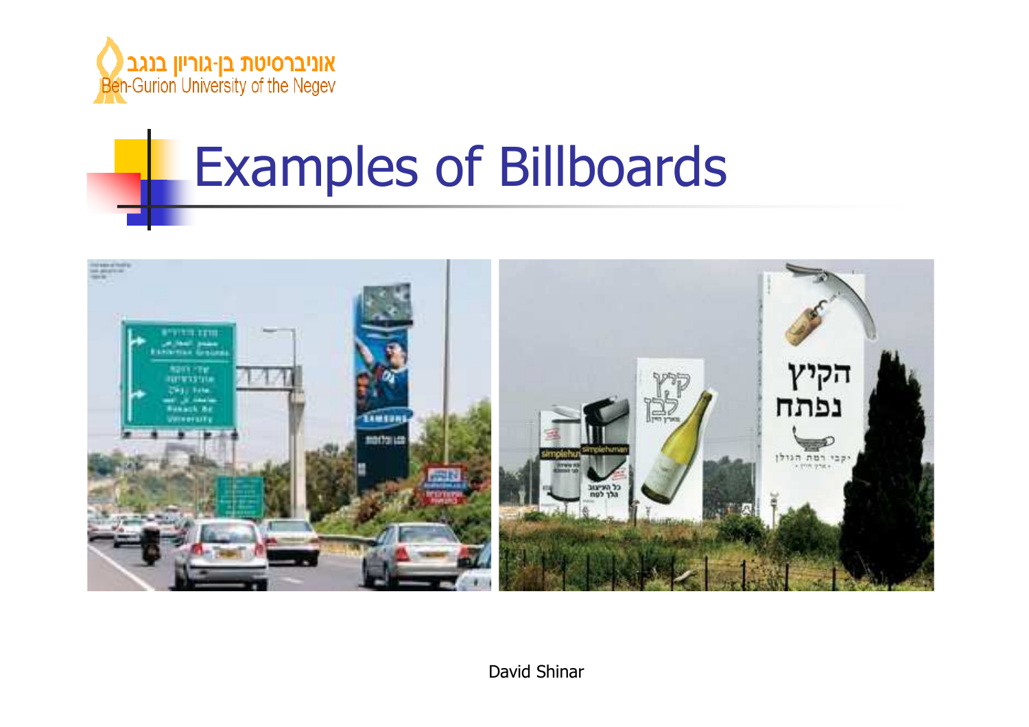# Examples of Billboards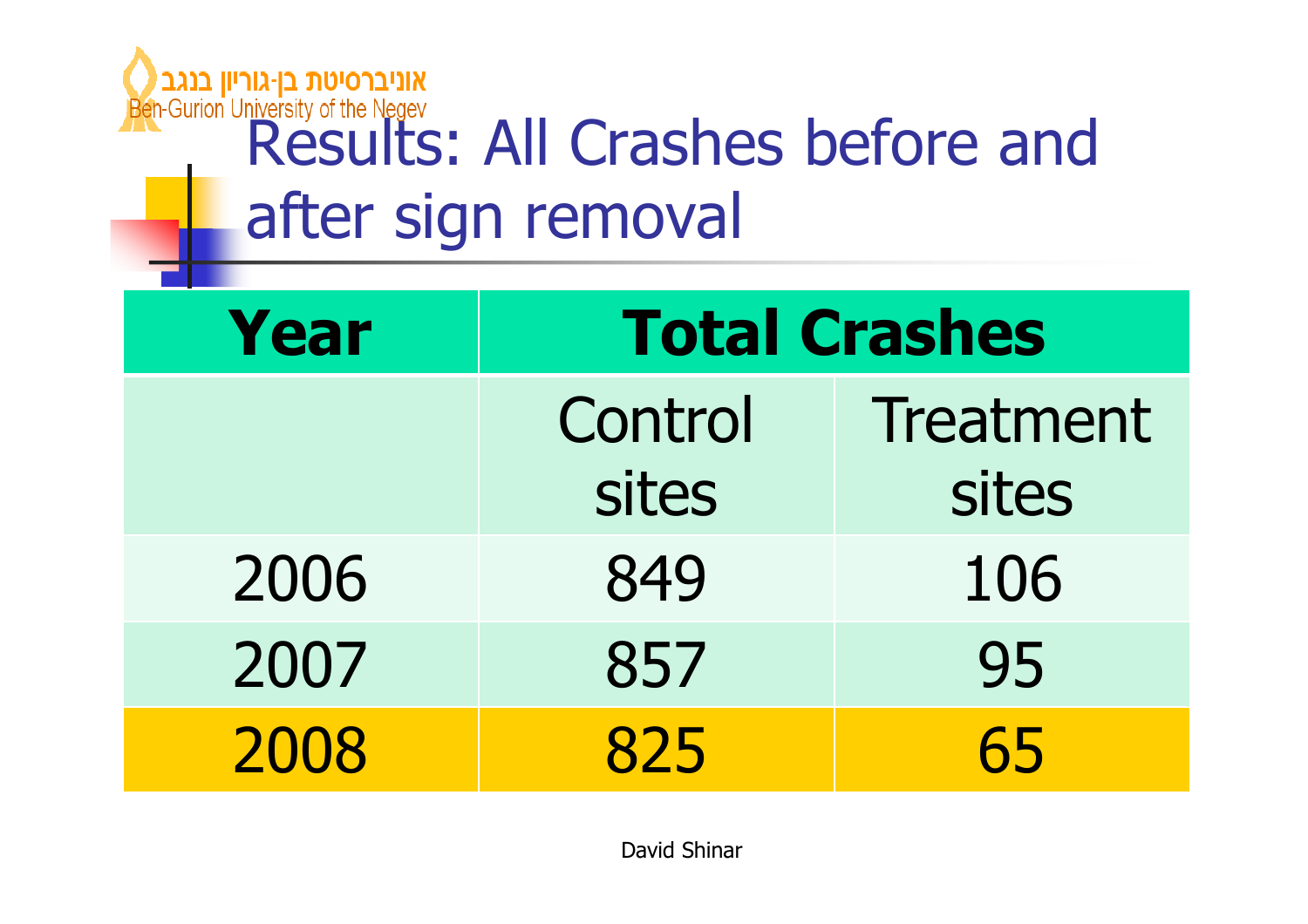# Results: All Crashes before and after sign removal

| Year | Total Crashes | |
|---|---|---|
| | Control sites | Treatment sites |
| 2006 | 849 | 106 |
| 2007 | 857 | 95 |
| 2008 | 825 | 65 |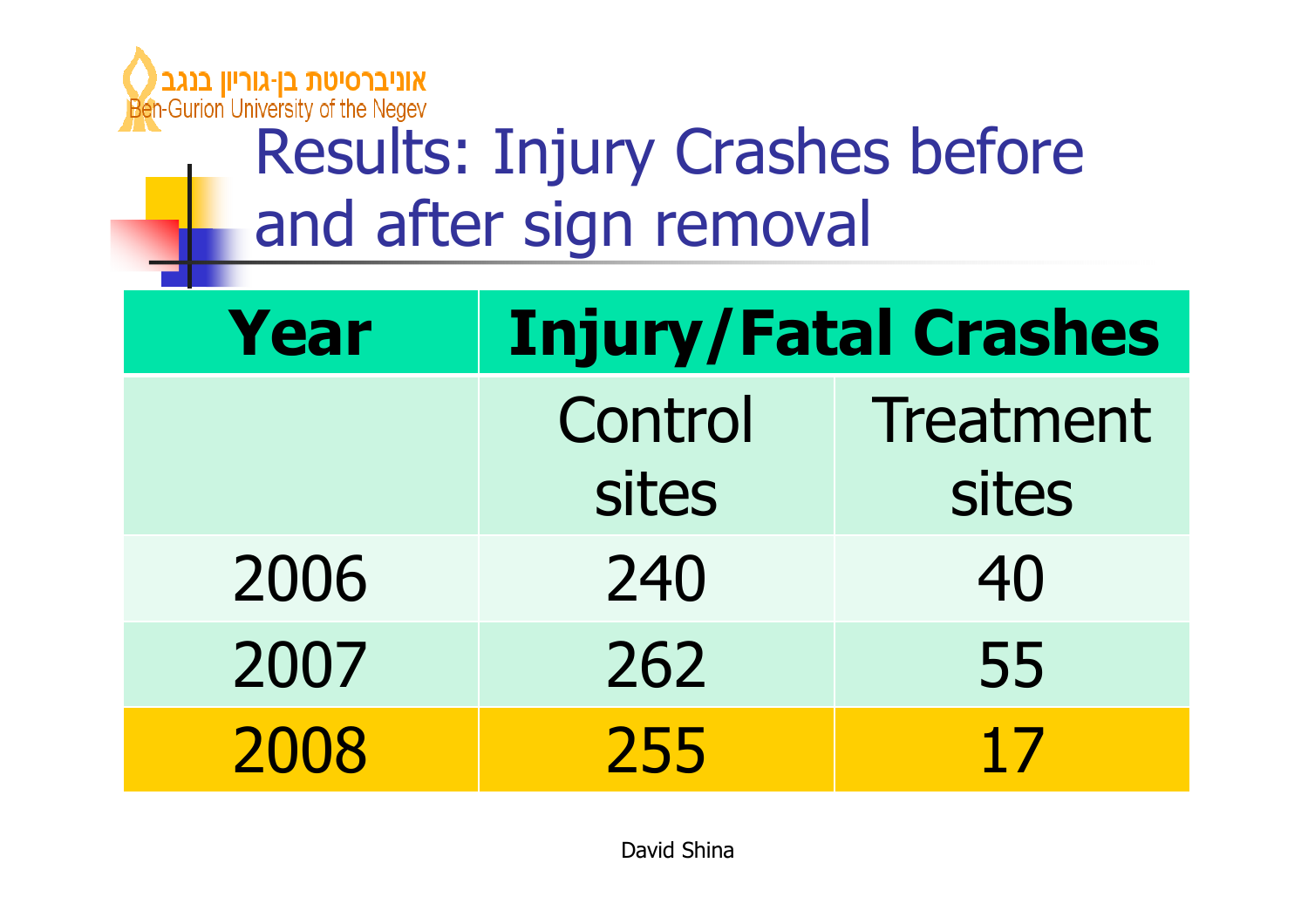# Results: Injury Crashes before and after sign removal

| Year | Injury/Fatal Crashes | |
|---|---|---|
| | Control sites | Treatment sites |
| 2006 | 240 | 40 |
| 2007 | 262 | 55 |
| 2008 | 255 | 17 |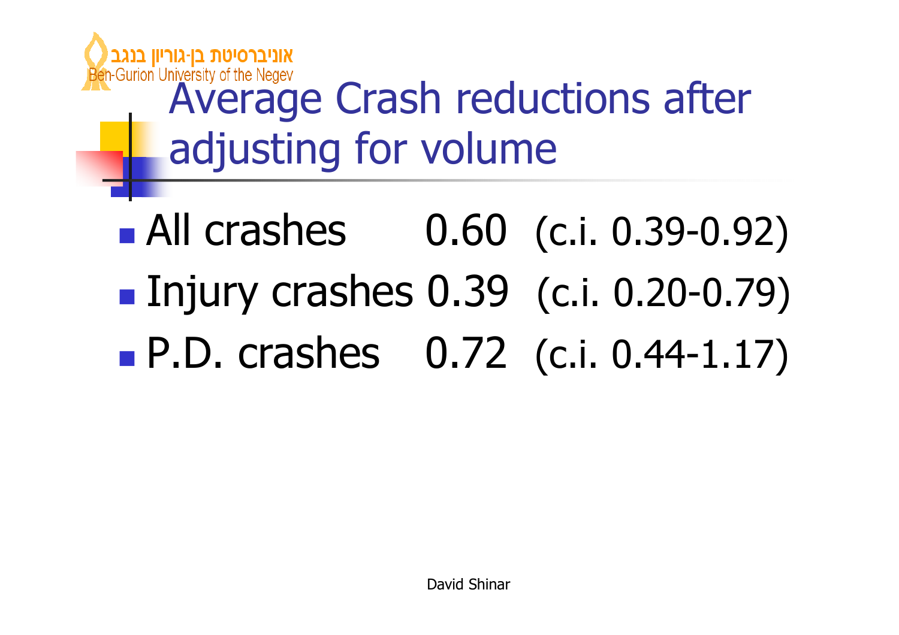# Average Crash reductions after adjusting for volume

- All crashes 0.60 (c.i. 0.39-0.92)
- Injury crashes 0.39 (c.i. 0.20-0.79)
- P.D. crashes 0.72 (c.i. 0.44-1.17)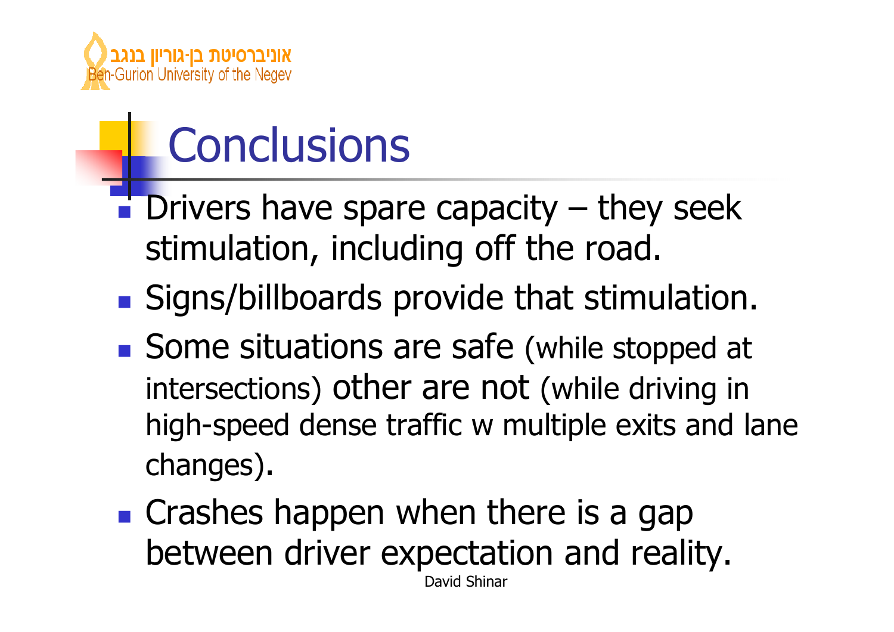# Conclusions

- Drivers have spare capacity – they seek stimulation, including off the road.
- Signs/billboards provide that stimulation.
- Some situations are safe (while stopped at intersections) other are not (while driving in high-speed dense traffic w multiple exits and lane changes).
- Crashes happen when there is a gap between driver expectation and reality.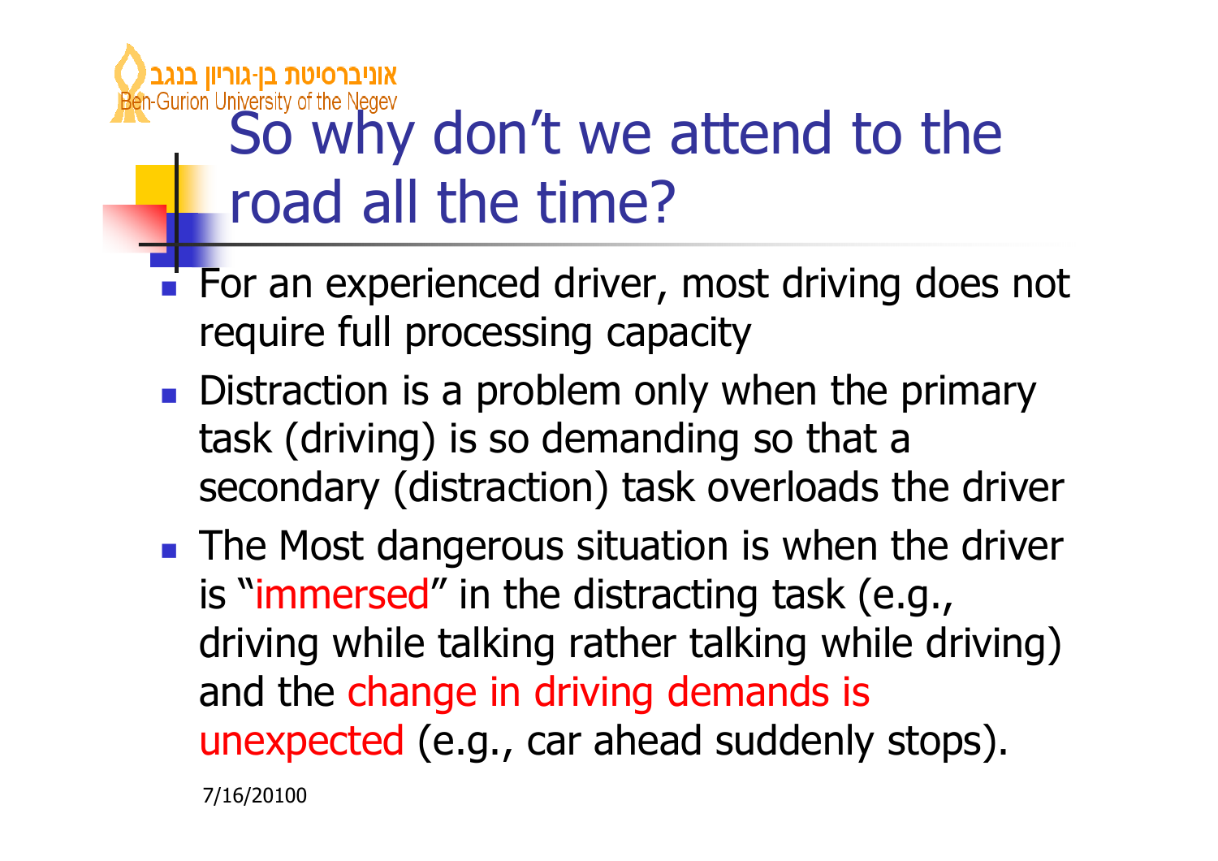# So why don't we attend to the road all the time?

- For an experienced driver, most driving does not require full processing capacity
- Distraction is a problem only when the primary task (driving) is so demanding so that a secondary (distraction) task overloads the driver
- The Most dangerous situation is when the driver is "immersed" in the distracting task (e.g., driving while talking rather talking while driving) and the change in driving demands is unexpected (e.g., car ahead suddenly stops).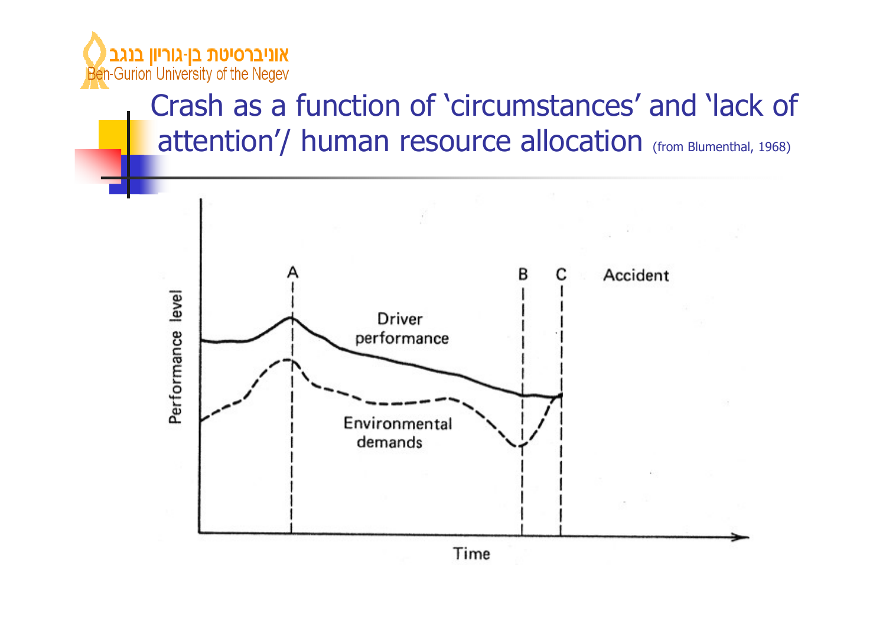# Crash as a function of 'circumstances' and 'lack of attention'/ human resource allocation (from Blumenthal, 1968)

Performance level

A

B

C

Accident

Driver performance

Environmental demands

Time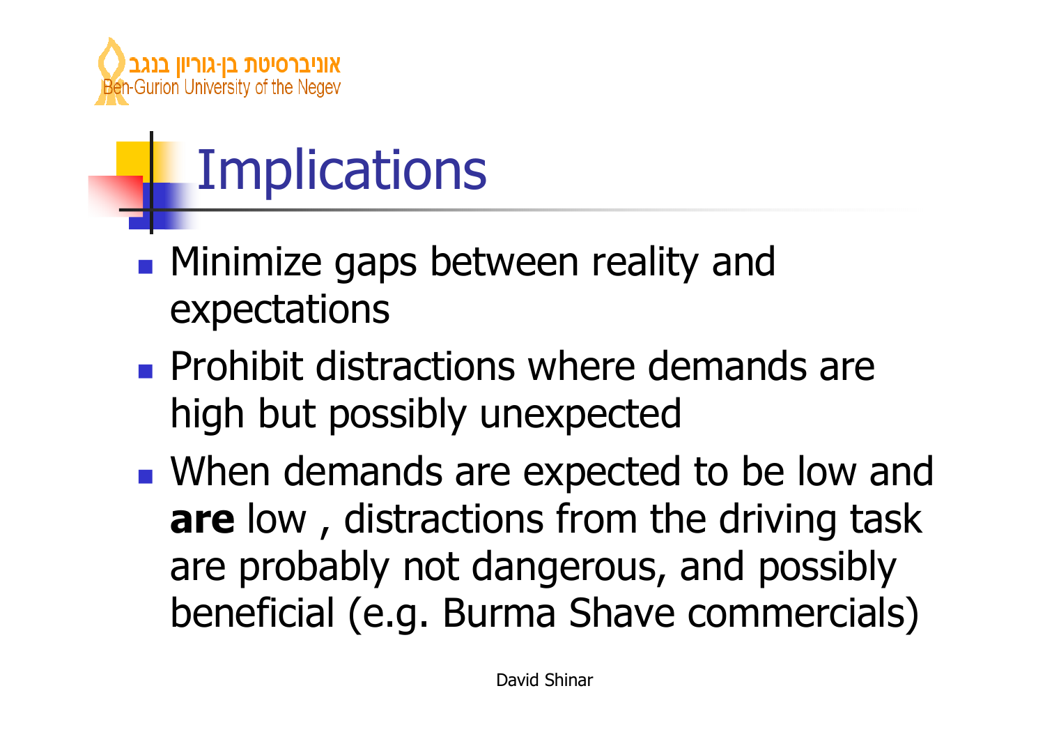# Implications

- Minimize gaps between reality and expectations
- Prohibit distractions where demands are high but possibly unexpected
- When demands are expected to be low and **are** low , distractions from the driving task are probably not dangerous, and possibly beneficial (e.g. Burma Shave commercials)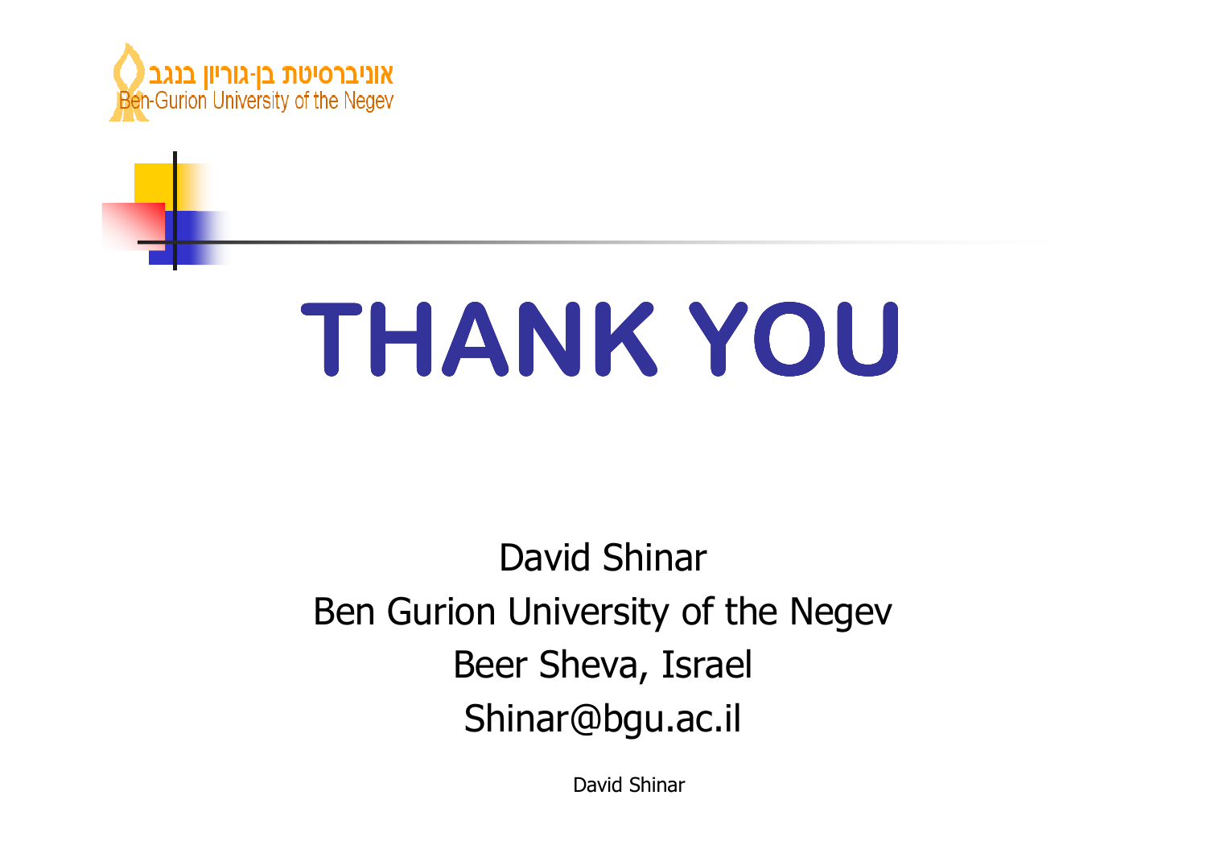אוניברסיטת בן-גוריון בנגב
Ben-Gurion University of the Negev

# THANK YOU

David Shinar
Ben Gurion University of the Negev
Beer Sheva, Israel
Shinar@bgu.ac.il